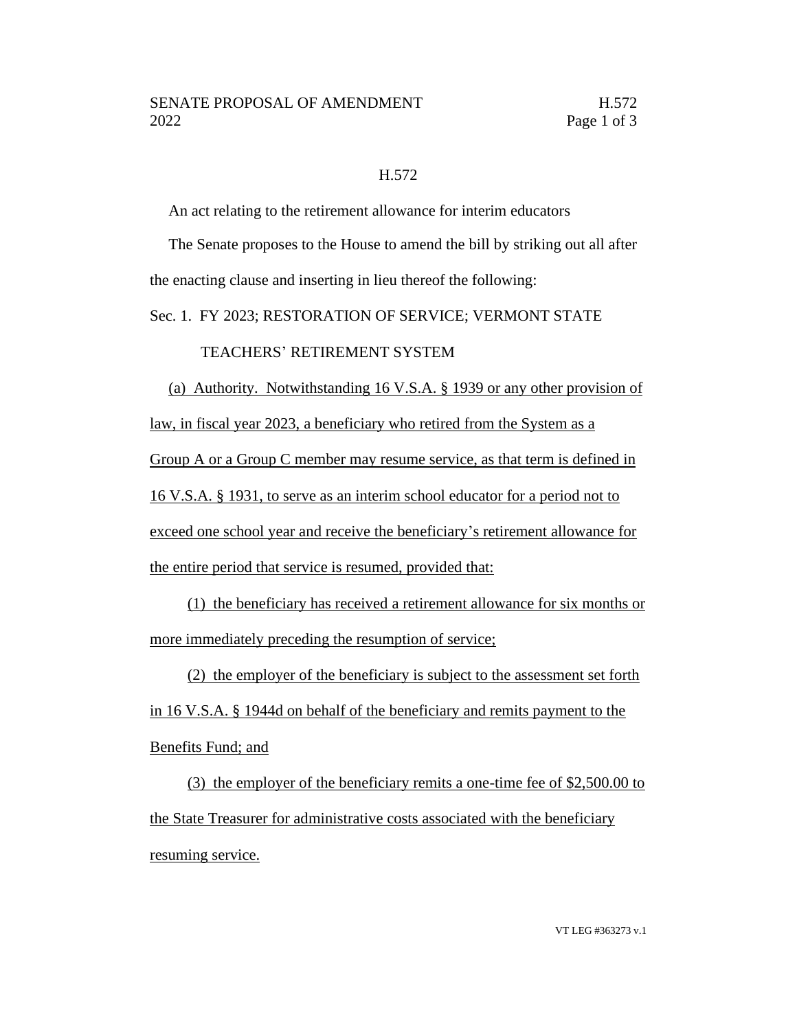H.572

An act relating to the retirement allowance for interim educators

The Senate proposes to the House to amend the bill by striking out all after the enacting clause and inserting in lieu thereof the following:

Sec. 1. FY 2023; RESTORATION OF SERVICE; VERMONT STATE TEACHERS' RETIREMENT SYSTEM

(a) Authority. Notwithstanding 16 V.S.A. § 1939 or any other provision of law, in fiscal year 2023, a beneficiary who retired from the System as a Group A or a Group C member may resume service, as that term is defined in 16 V.S.A. § 1931, to serve as an interim school educator for a period not to exceed one school year and receive the beneficiary's retirement allowance for the entire period that service is resumed, provided that:

(1) the beneficiary has received a retirement allowance for six months or more immediately preceding the resumption of service;

(2) the employer of the beneficiary is subject to the assessment set forth in 16 V.S.A. § 1944d on behalf of the beneficiary and remits payment to the Benefits Fund; and

(3) the employer of the beneficiary remits a one-time fee of $2,500.00 to the State Treasurer for administrative costs associated with the beneficiary resuming service.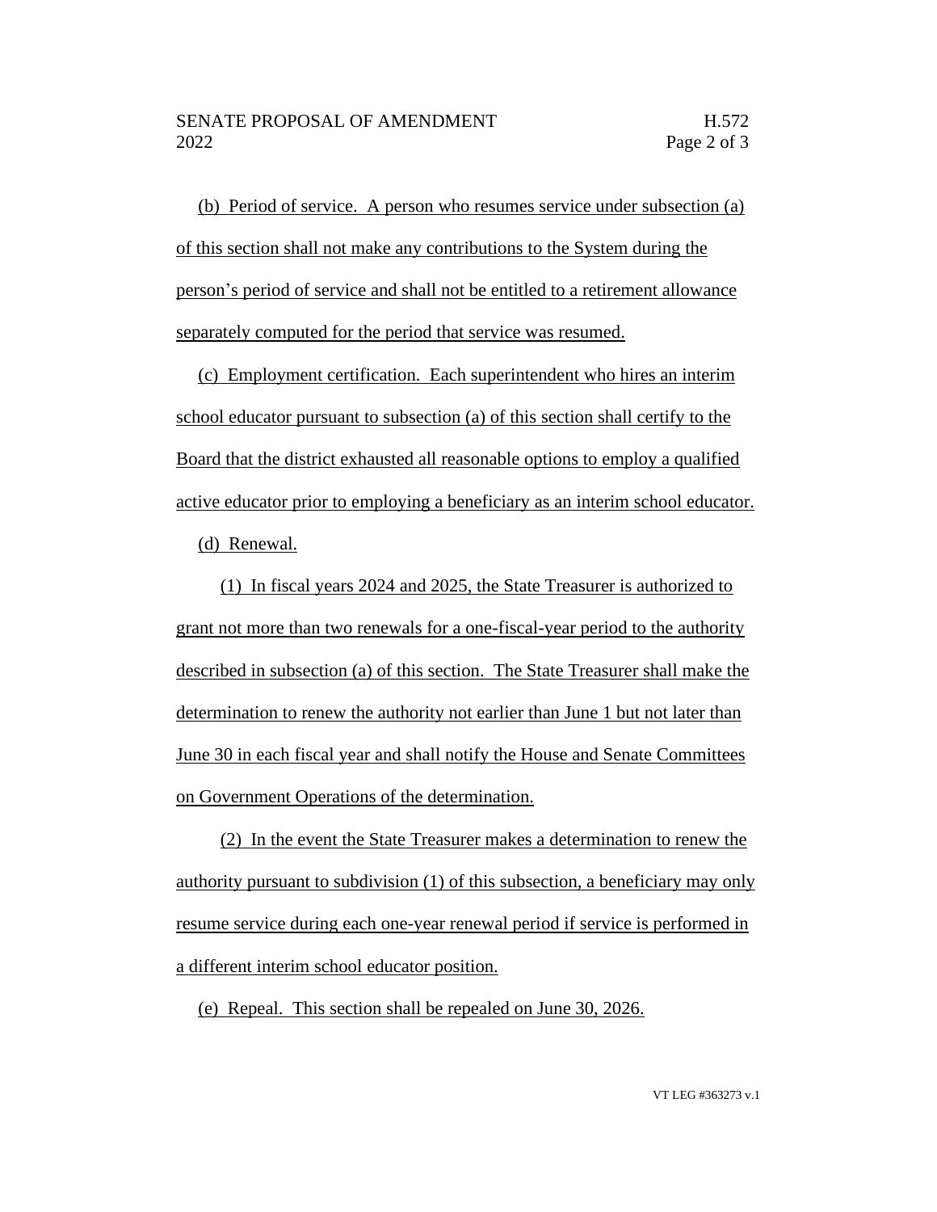(b) Period of service. A person who resumes service under subsection (a) of this section shall not make any contributions to the System during the person's period of service and shall not be entitled to a retirement allowance separately computed for the period that service was resumed.

(c) Employment certification. Each superintendent who hires an interim school educator pursuant to subsection (a) of this section shall certify to the Board that the district exhausted all reasonable options to employ a qualified active educator prior to employing a beneficiary as an interim school educator.

(d) Renewal.

(1) In fiscal years 2024 and 2025, the State Treasurer is authorized to grant not more than two renewals for a one-fiscal-year period to the authority described in subsection (a) of this section. The State Treasurer shall make the determination to renew the authority not earlier than June 1 but not later than June 30 in each fiscal year and shall notify the House and Senate Committees on Government Operations of the determination.

(2) In the event the State Treasurer makes a determination to renew the authority pursuant to subdivision (1) of this subsection, a beneficiary may only resume service during each one-year renewal period if service is performed in a different interim school educator position.

(e) Repeal. This section shall be repealed on June 30, 2026.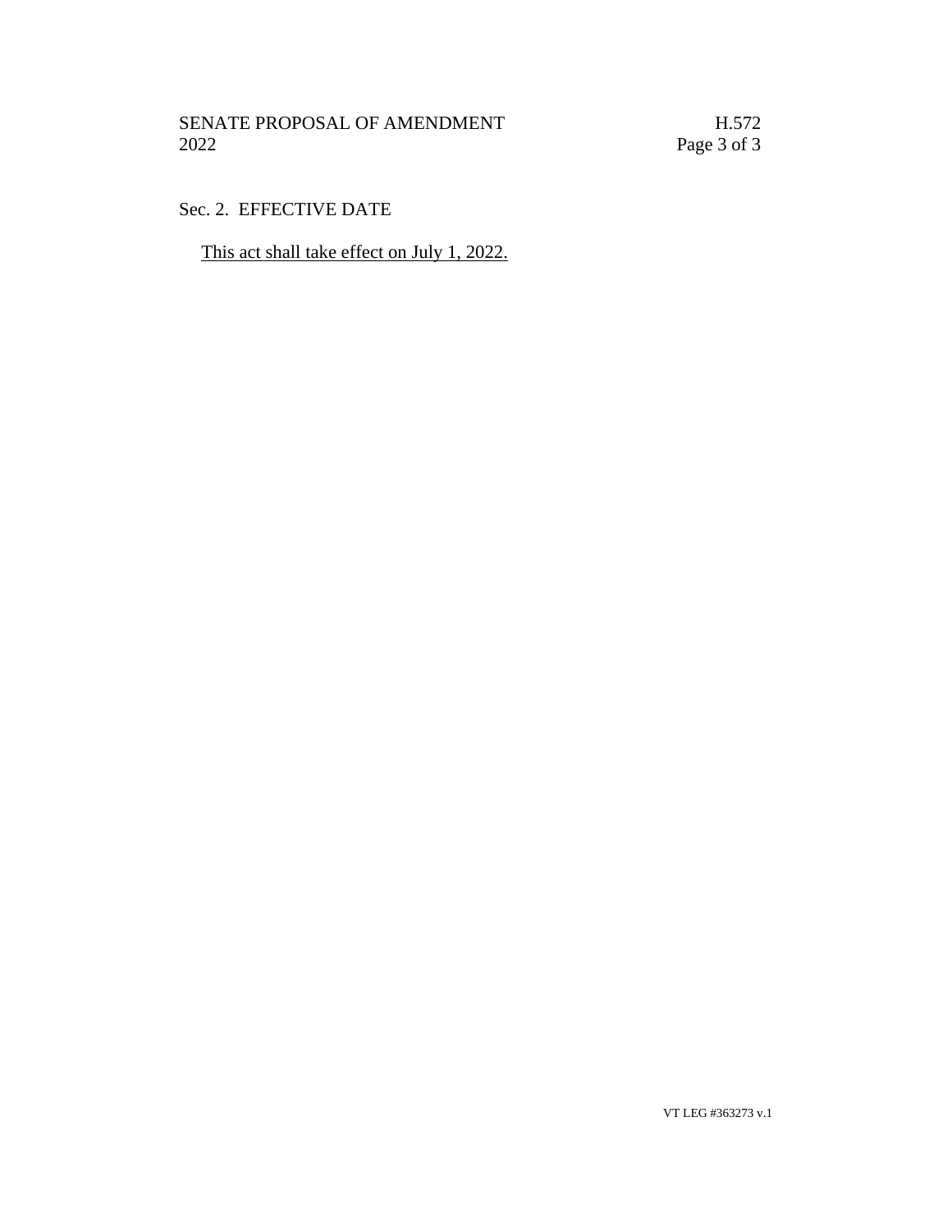Sec. 2. EFFECTIVE DATE

This act shall take effect on July 1, 2022.